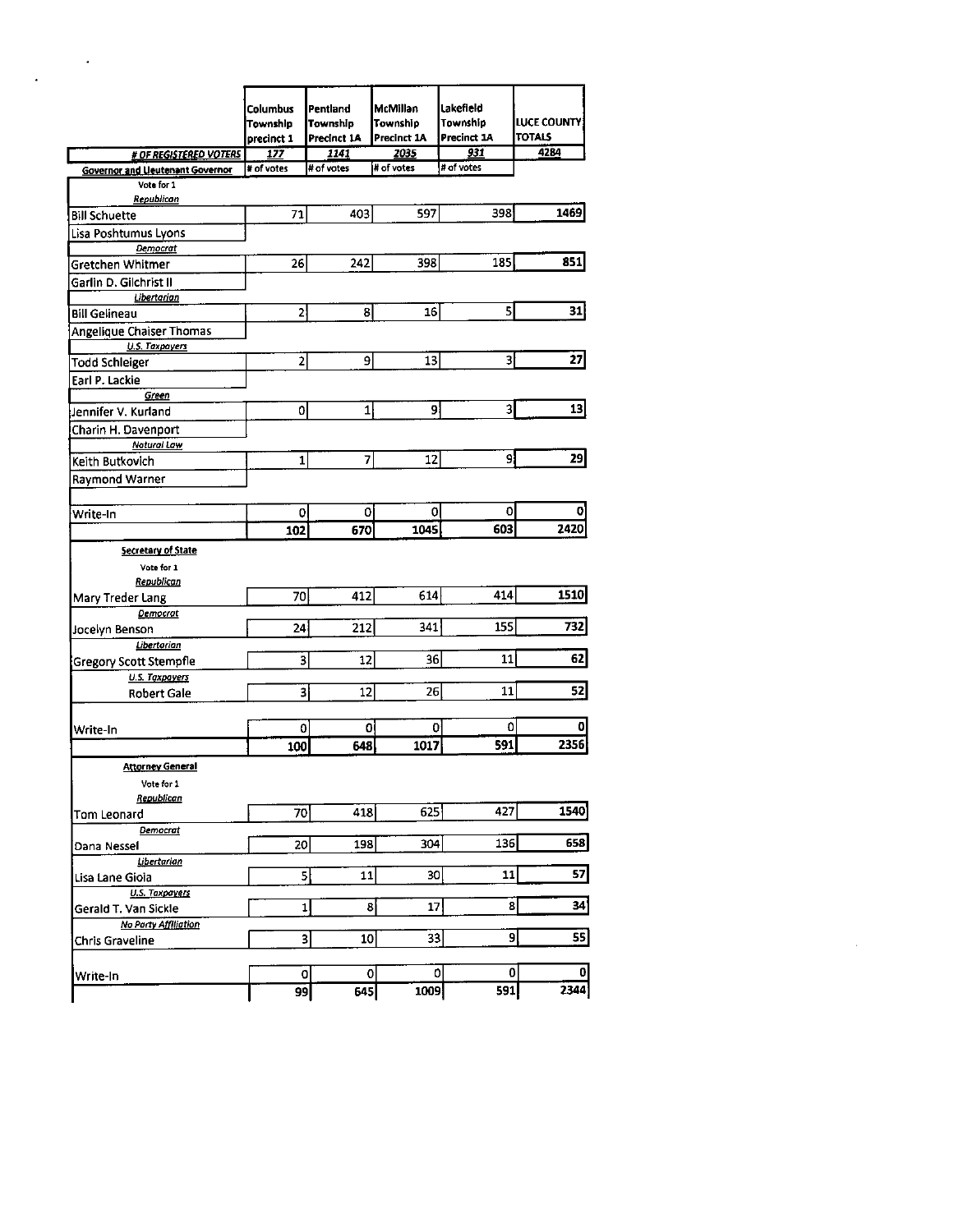| | Columbus Township precinct 1 | Pentland Township Precinct 1A | McMillan Township Precinct 1A | Lakefield Township Precinct 1A | LUCE COUNTY TOTALS |
|---|---|---|---|---|---|
| **# OF REGISTERED VOTERS** | 177 | 1141 | 2035 | 931 | 4284 |
| **Governor and Lieutenant Governor** | # of votes | # of votes | # of votes | # of votes | |
| Vote for 1 | | | | | |
| *Republican* | | | | | |
| Bill Schuette | 71 | 403 | 597 | 398 | 1469 |
| Lisa Poshtumus Lyons | | | | | |
| *Democrat* | | | | | |
| Gretchen Whitmer | 26 | 242 | 398 | 185 | 851 |
| Garlin D. Gilchrist II | | | | | |
| *Libertarian* | | | | | |
| Bill Gelineau | 2 | 8 | 16 | 5 | 31 |
| Angelique Chaiser Thomas | | | | | |
| *U.S. Taxpayers* | | | | | |
| Todd Schleiger | 2 | 9 | 13 | 3 | 27 |
| Earl P. Lackie | | | | | |
| *Green* | | | | | |
| Jennifer V. Kurland | 0 | 1 | 9 | 3 | 13 |
| Charin H. Davenport | | | | | |
| *Natural Law* | | | | | |
| Keith Butkovich | 1 | 7 | 12 | 9 | 29 |
| Raymond Warner | | | | | |
| Write-In | 0 | 0 | 0 | 0 | 0 |
| | 102 | 670 | 1045 | 603 | 2420 |
| **Secretary of State** | | | | | |
| Vote for 1 | | | | | |
| *Republican* | | | | | |
| Mary Treder Lang | 70 | 412 | 614 | 414 | 1510 |
| *Democrat* | | | | | |
| Jocelyn Benson | 24 | 212 | 341 | 155 | 732 |
| *Libertarian* | | | | | |
| Gregory Scott Stempfle | 3 | 12 | 36 | 11 | 62 |
| *U.S. Taxpayers* | | | | | |
| Robert Gale | 3 | 12 | 26 | 11 | 52 |
| Write-In | 0 | 0 | 0 | 0 | 0 |
| | 100 | 648 | 1017 | 591 | 2356 |
| **Attorney General** | | | | | |
| Vote for 1 | | | | | |
| *Republican* | | | | | |
| Tom Leonard | 70 | 418 | 625 | 427 | 1540 |
| *Democrat* | | | | | |
| Dana Nessel | 20 | 198 | 304 | 136 | 658 |
| *Libertarian* | | | | | |
| Lisa Lane Gioia | 5 | 11 | 30 | 11 | 57 |
| *U.S. Taxpayers* | | | | | |
| Gerald T. Van Sickle | 1 | 8 | 17 | 8 | 34 |
| *No Party Affiliation* | | | | | |
| Chris Graveline | 3 | 10 | 33 | 9 | 55 |
| Write-In | 0 | 0 | 0 | 0 | 0 |
| | 99 | 645 | 1009 | 591 | 2344 |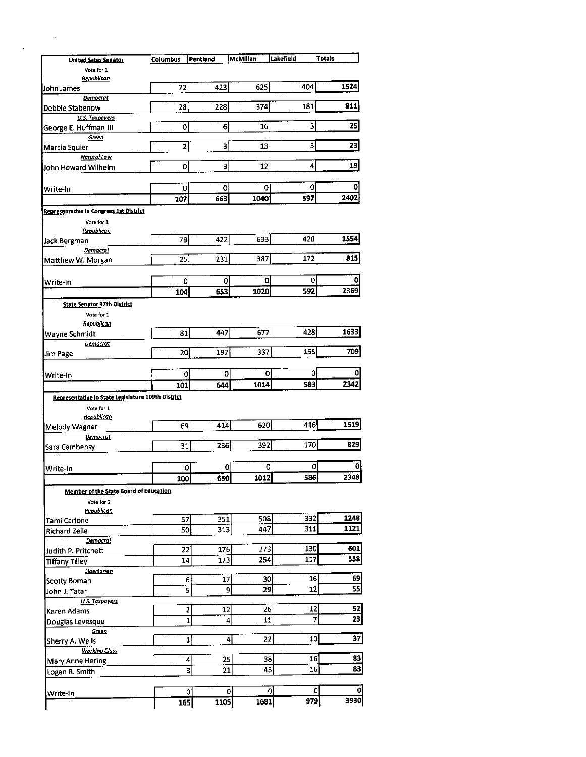| United Sates Senator | Columbus | Pentland | McMillan | Lakefield | Totals |
|---|---|---|---|---|---|
| Vote for 1 | | | | | |
| *Republican* | | | | | |
| John James | 72 | 423 | 625 | 404 | 1524 |
| *Democrat* | | | | | |
| Debbie Stabenow | 28 | 228 | 374 | 181 | 811 |
| *U.S. Taxpayers* | | | | | |
| George E. Huffman III | 0 | 6 | 16 | 3 | 25 |
| *Green* | | | | | |
| Marcia Squier | 2 | 3 | 13 | 5 | 23 |
| *Natural Law* | | | | | |
| John Howard Wilhelm | 0 | 3 | 12 | 4 | 19 |
| Write-In | 0 | 0 | 0 | 0 | 0 |
| | 102 | 663 | 1040 | 597 | 2402 |

| Representative in Congress 1st District | Columbus | Pentland | McMillan | Lakefield | Totals |
|---|---|---|---|---|---|
| Vote for 1 | | | | | |
| *Republican* | | | | | |
| Jack Bergman | 79 | 422 | 633 | 420 | 1554 |
| *Democrat* | | | | | |
| Matthew W. Morgan | 25 | 231 | 387 | 172 | 815 |
| Write-In | 0 | 0 | 0 | 0 | 0 |
| | 104 | 653 | 1020 | 592 | 2369 |

| State Senator 37th District | Columbus | Pentland | McMillan | Lakefield | Totals |
|---|---|---|---|---|---|
| Vote for 1 | | | | | |
| *Republican* | | | | | |
| Wayne Schmidt | 81 | 447 | 677 | 428 | 1633 |
| *Democrat* | | | | | |
| Jim Page | 20 | 197 | 337 | 155 | 709 |
| Write-In | 0 | 0 | 0 | 0 | 0 |
| | 101 | 644 | 1014 | 583 | 2342 |

| Representative in State Legislature 109th District | Columbus | Pentland | McMillan | Lakefield | Totals |
|---|---|---|---|---|---|
| Vote for 1 | | | | | |
| *Republican* | | | | | |
| Melody Wagner | 69 | 414 | 620 | 416 | 1519 |
| *Democrat* | | | | | |
| Sara Cambensy | 31 | 236 | 392 | 170 | 829 |
| Write-In | 0 | 0 | 0 | 0 | 0 |
| | 100 | 650 | 1012 | 586 | 2348 |

| Member of the State Board of Education | Columbus | Pentland | McMillan | Lakefield | Totals |
|---|---|---|---|---|---|
| Vote for 2 | | | | | |
| *Republican* | | | | | |
| Tami Carlone | 57 | 351 | 508 | 332 | 1248 |
| Richard Zeile | 50 | 313 | 447 | 311 | 1121 |
| *Democrat* | | | | | |
| Judith P. Pritchett | 22 | 176 | 273 | 130 | 601 |
| Tiffany Tilley | 14 | 173 | 254 | 117 | 558 |
| *Libertarian* | | | | | |
| Scotty Boman | 6 | 17 | 30 | 16 | 69 |
| John J. Tatar | 5 | 9 | 29 | 12 | 55 |
| *U.S. Taxpayers* | | | | | |
| Karen Adams | 2 | 12 | 26 | 12 | 52 |
| Douglas Levesque | 1 | 4 | 11 | 7 | 23 |
| *Green* | | | | | |
| Sherry A. Wells | 1 | 4 | 22 | 10 | 37 |
| *Working Class* | | | | | |
| Mary Anne Hering | 4 | 25 | 38 | 16 | 83 |
| Logan R. Smith | 3 | 21 | 43 | 16 | 83 |
| Write-In | 0 | 0 | 0 | 0 | 0 |
| | 165 | 1105 | 1681 | 979 | 3930 |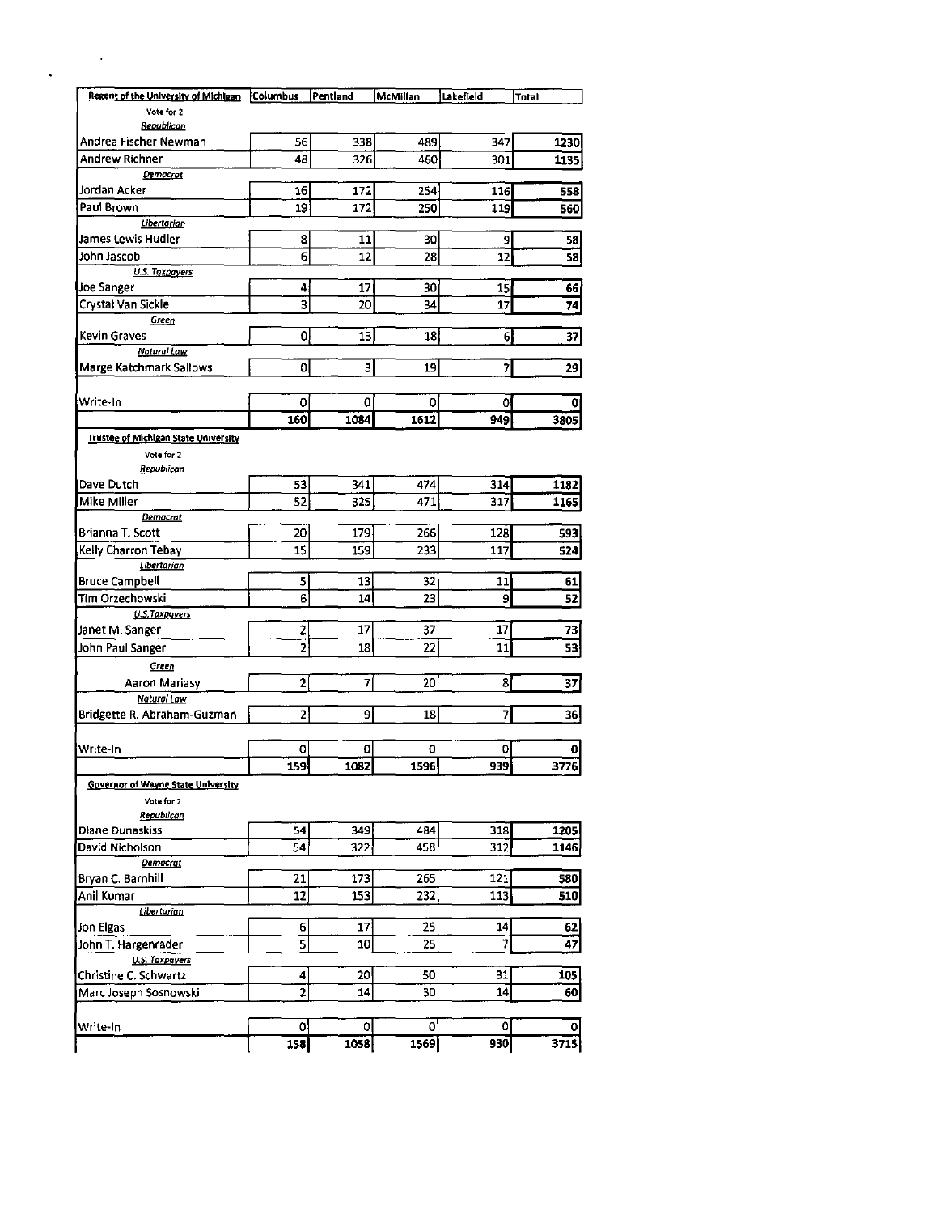| Regent of the University of Michigan | Columbus | Pentland | McMillan | Lakefield | Total |
|---|---|---|---|---|---|
| Vote for 2 | | | | | |
| *Republican* | | | | | |
| Andrea Fischer Newman | 56 | 338 | 489 | 347 | **1230** |
| Andrew Richner | 48 | 326 | 460 | 301 | **1135** |
| *Democrat* | | | | | |
| Jordan Acker | 16 | 172 | 254 | 116 | **558** |
| Paul Brown | 19 | 172 | 250 | 119 | **560** |
| *Libertarian* | | | | | |
| James Lewis Hudler | 8 | 11 | 30 | 9 | **58** |
| John Jascob | 6 | 12 | 28 | 12 | **58** |
| *U.S. Taxpayers* | | | | | |
| Joe Sanger | 4 | 17 | 30 | 15 | **66** |
| Crystal Van Sickle | 3 | 20 | 34 | 17 | **74** |
| *Green* | | | | | |
| Kevin Graves | 0 | 13 | 18 | 6 | **37** |
| *Natural Law* | | | | | |
| Marge Katchmark Sallows | 0 | 3 | 19 | 7 | **29** |
| Write-In | 0 | 0 | 0 | 0 | **0** |
| | **160** | **1084** | **1612** | **949** | **3805** |

| Trustee of Michigan State University | Columbus | Pentland | McMillan | Lakefield | Total |
|---|---|---|---|---|---|
| Vote for 2 | | | | | |
| *Republican* | | | | | |
| Dave Dutch | 53 | 341 | 474 | 314 | **1182** |
| Mike Miller | 52 | 325 | 471 | 317 | **1165** |
| *Democrat* | | | | | |
| Brianna T. Scott | 20 | 179 | 266 | 128 | **593** |
| Kelly Charron Tebay | 15 | 159 | 233 | 117 | **524** |
| *Libertarian* | | | | | |
| Bruce Campbell | 5 | 13 | 32 | 11 | **61** |
| Tim Orzechowski | 6 | 14 | 23 | 9 | **52** |
| *U.S.Taxpayers* | | | | | |
| Janet M. Sanger | 2 | 17 | 37 | 17 | **73** |
| John Paul Sanger | 2 | 18 | 22 | 11 | **53** |
| *Green* | | | | | |
| Aaron Mariasy | 2 | 7 | 20 | 8 | **37** |
| *Natural Law* | | | | | |
| Bridgette R. Abraham-Guzman | 2 | 9 | 18 | 7 | **36** |
| Write-In | 0 | 0 | 0 | 0 | **0** |
| | **159** | **1082** | **1596** | **939** | **3776** |

| Governor of Wayne State University | Columbus | Pentland | McMillan | Lakefield | Total |
|---|---|---|---|---|---|
| Vote for 2 | | | | | |
| *Republican* | | | | | |
| Diane Dunaskiss | 54 | 349 | 484 | 318 | **1205** |
| David Nicholson | 54 | 322 | 458 | 312 | **1146** |
| *Democrat* | | | | | |
| Bryan C. Barnhill | 21 | 173 | 265 | 121 | **580** |
| Anil Kumar | 12 | 153 | 232 | 113 | **510** |
| *Libertarian* | | | | | |
| Jon Elgas | 6 | 17 | 25 | 14 | **62** |
| John T. Hargenrader | 5 | 10 | 25 | 7 | **47** |
| *U.S. Taxpayers* | | | | | |
| Christine C. Schwartz | 4 | 20 | 50 | 31 | **105** |
| Marc Joseph Sosnowski | 2 | 14 | 30 | 14 | **60** |
| Write-In | 0 | 0 | 0 | 0 | **0** |
| | **158** | **1058** | **1569** | **930** | **3715** |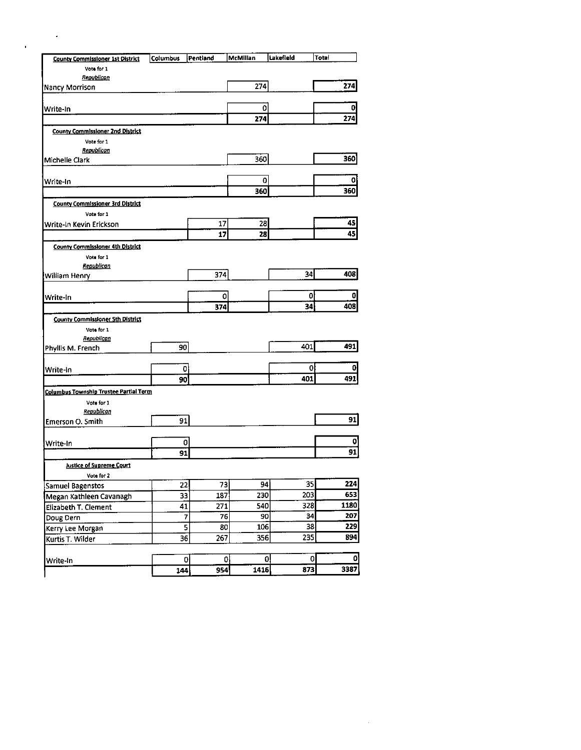| County Commissioner 1st District | Columbus | Pentland | McMillan | Lakefield | Total |
|---|---|---|---|---|---|
| Vote for 1 | | | | | |
| *Republican* | | | | | |
| Nancy Morrison | | | 274 | | 274 |
| Write-In | | | 0 | | 0 |
| | | | **274** | | **274** |
| **County Commissioner 2nd District** | | | | | |
| Vote for 1 | | | | | |
| *Republican* | | | | | |
| Michelle Clark | | | 360 | | 360 |
| Write-In | | | 0 | | 0 |
| | | | **360** | | **360** |
| **County Commissioner 3rd District** | | | | | |
| Vote for 1 | | | | | |
| Write-In Kevin Erickson | | 17 | 28 | | 45 |
| | | **17** | **28** | | **45** |
| **County Commissioner 4th District** | | | | | |
| Vote for 1 | | | | | |
| *Republican* | | | | | |
| William Henry | | 374 | | 34 | 408 |
| Write-In | | 0 | | 0 | 0 |
| | | **374** | | **34** | **408** |
| **County Commissioner 5th District** | | | | | |
| Vote for 1 | | | | | |
| *Republican* | | | | | |
| Phyllis M. French | 90 | | | 401 | 491 |
| Write-In | 0 | | | 0 | 0 |
| | **90** | | | **401** | **491** |
| **Columbus Township Trustee Partial Term** | | | | | |
| Vote for 1 | | | | | |
| *Republican* | | | | | |
| Emerson O. Smith | 91 | | | | 91 |
| Write-In | 0 | | | | 0 |
| | **91** | | | | **91** |
| **Justice of Supreme Court** | | | | | |
| Vote for 2 | | | | | |
| Samuel Bagenstos | 22 | 73 | 94 | 35 | 224 |
| Megan Kathleen Cavanagh | 33 | 187 | 230 | 203 | 653 |
| Elizabeth T. Clement | 41 | 271 | 540 | 328 | 1180 |
| Doug Dern | 7 | 76 | 90 | 34 | 207 |
| Kerry Lee Morgan | 5 | 80 | 106 | 38 | 229 |
| Kurtis T. Wilder | 36 | 267 | 356 | 235 | 894 |
| Write-In | 0 | 0 | 0 | 0 | 0 |
| | **144** | **954** | **1416** | **873** | **3387** |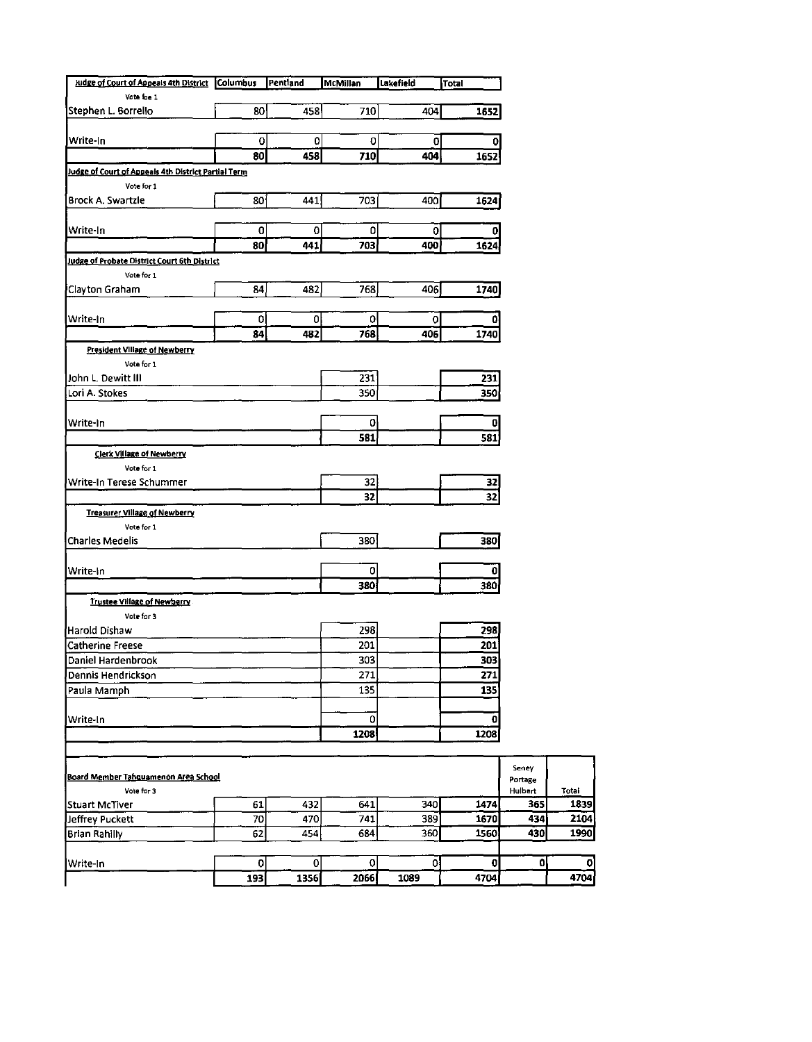| Judge of Court of Appeals 4th District | Columbus | Pentland | McMillan | Lakefield | Total |
|---|---|---|---|---|---|
| Vote for 1 | | | | | |
| Stephen L. Borrello | 80 | 458 | 710 | 404 | 1652 |
| Write-In | 0 | 0 | 0 | 0 | 0 |
| | 80 | 458 | 710 | 404 | 1652 |
| **Judge of Court of Appeals 4th District Partial Term** | | | | | |
| Vote for 1 | | | | | |
| Brock A. Swartzle | 80 | 441 | 703 | 400 | 1624 |
| Write-In | 0 | 0 | 0 | 0 | 0 |
| | 80 | 441 | 703 | 400 | 1624 |
| **Judge of Probate District Court 6th District** | | | | | |
| Vote for 1 | | | | | |
| Clayton Graham | 84 | 482 | 768 | 406 | 1740 |
| Write-In | 0 | 0 | 0 | 0 | 0 |
| | 84 | 482 | 768 | 406 | 1740 |
| **President Village of Newberry** | | | | | |
| Vote for 1 | | | | | |
| John L. Dewitt III | | | 231 | | 231 |
| Lori A. Stokes | | | 350 | | 350 |
| Write-In | | | 0 | | 0 |
| | | | 581 | | 581 |
| **Clerk Village of Newberry** | | | | | |
| Vote for 1 | | | | | |
| Write-In Terese Schummer | | | 32 | | 32 |
| | | | 32 | | 32 |
| **Treasurer Village of Newberry** | | | | | |
| Vote for 1 | | | | | |
| Charles Medelis | | | 380 | | 380 |
| Write-In | | | 0 | | 0 |
| | | | 380 | | 380 |
| **Trustee Village of Newberry** | | | | | |
| Vote for 3 | | | | | |
| Harold Dishaw | | | 298 | | 298 |
| Catherine Freese | | | 201 | | 201 |
| Daniel Hardenbrook | | | 303 | | 303 |
| Dennis Hendrickson | | | 271 | | 271 |
| Paula Mamph | | | 135 | | 135 |
| Write-In | | | 0 | | 0 |
| | | | 1208 | | 1208 |

| Board Member Tahquamenon Area School | Columbus | Pentland | McMillan | Lakefield | Total | Seney Portage Hulbert | Total |
|---|---|---|---|---|---|---|---|
| Vote for 3 | | | | | | | |
| Stuart McTiver | 61 | 432 | 641 | 340 | 1474 | 365 | 1839 |
| Jeffrey Puckett | 70 | 470 | 741 | 389 | 1670 | 434 | 2104 |
| Brian Rahilly | 62 | 454 | 684 | 360 | 1560 | 430 | 1990 |
| Write-In | 0 | 0 | 0 | 0 | 0 | 0 | 0 |
| | 193 | 1356 | 2066 | 1089 | 4704 | | 4704 |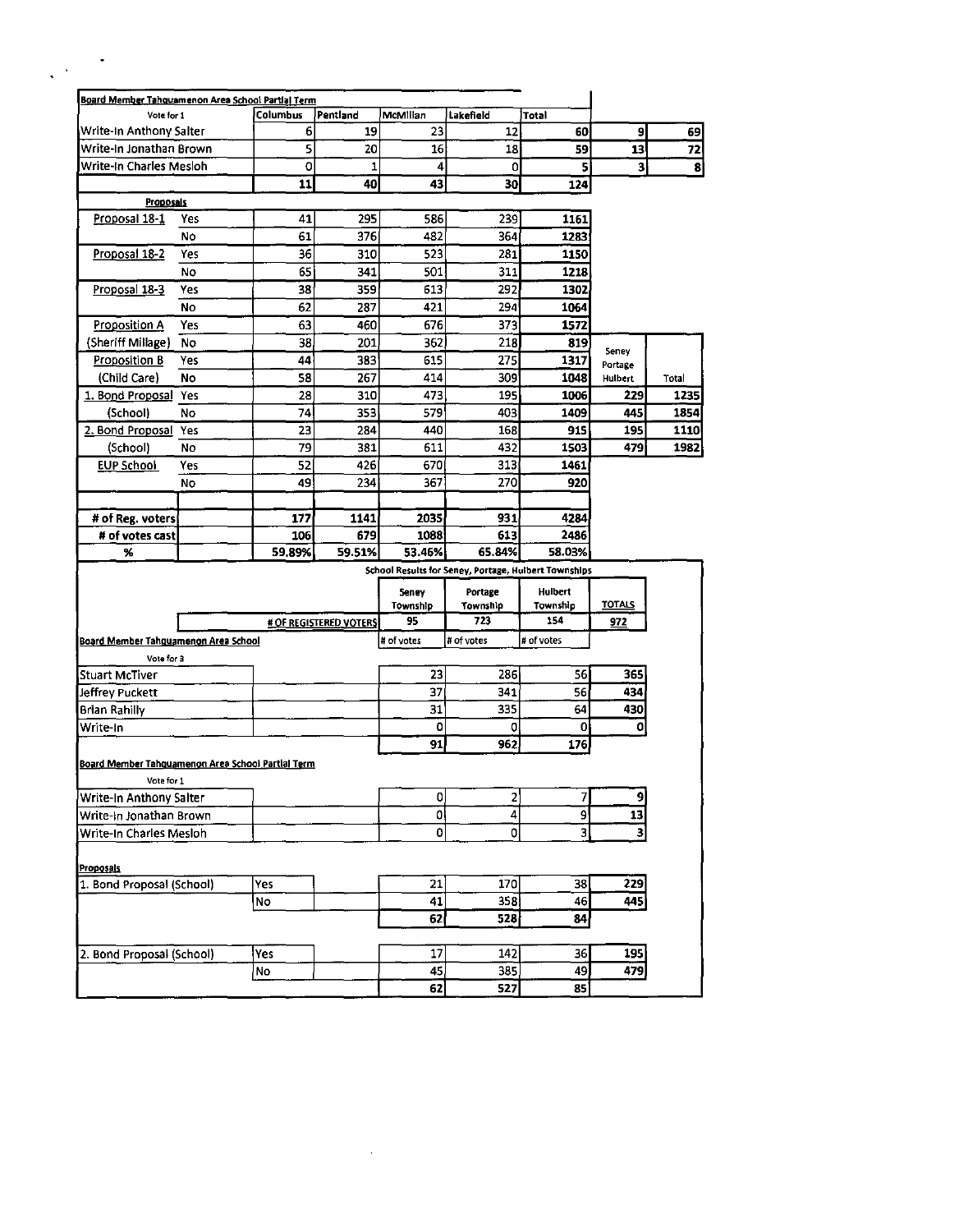| Board Member Tahquamenon Area School Partial Term | | Columbus | Pentland | McMillan | Lakefield | Total | | |
|---|---|---|---|---|---|---|---|---|
| Vote for 1 | | | | | | | | |
| Write-In Anthony Salter | | 6 | 19 | 23 | 12 | 60 | 9 | 69 |
| Write-In Jonathan Brown | | 5 | 20 | 16 | 18 | 59 | 13 | 72 |
| Write-In Charles Mesloh | | 0 | 1 | 4 | 0 | 5 | 3 | 8 |
| | | 11 | 40 | 43 | 30 | 124 | | |
| **Proposals** | | | | | | | | |
| Proposal 18-1 | Yes | 41 | 295 | 586 | 239 | 1161 | | |
| | No | 61 | 376 | 482 | 364 | 1283 | | |
| Proposal 18-2 | Yes | 36 | 310 | 523 | 281 | 1150 | | |
| | No | 65 | 341 | 501 | 311 | 1218 | | |
| Proposal 18-3 | Yes | 38 | 359 | 613 | 292 | 1302 | | |
| | No | 62 | 287 | 421 | 294 | 1064 | | |
| Proposition A | Yes | 63 | 460 | 676 | 373 | 1572 | | |
| (Sheriff Millage) | No | 38 | 201 | 362 | 218 | 819 | | |
| Proposition B | Yes | 44 | 383 | 615 | 275 | 1317 | Seney Portage Hulbert | Total |
| (Child Care) | No | 58 | 267 | 414 | 309 | 1048 | | |
| 1. Bond Proposal | Yes | 28 | 310 | 473 | 195 | 1006 | 229 | 1235 |
| (School) | No | 74 | 353 | 579 | 403 | 1409 | 445 | 1854 |
| 2. Bond Proposal | Yes | 23 | 284 | 440 | 168 | 915 | 195 | 1110 |
| (School) | No | 79 | 381 | 611 | 432 | 1503 | 479 | 1982 |
| EUP School | Yes | 52 | 426 | 670 | 313 | 1461 | | |
| | No | 49 | 234 | 367 | 270 | 920 | | |
| # of Reg. voters | | 177 | 1141 | 2035 | 931 | 4284 | | |
| # of votes cast | | 106 | 679 | 1088 | 613 | 2486 | | |
| % | | 59.89% | 59.51% | 53.46% | 65.84% | 58.03% | | |

**School Results for Seney, Portage, Hulbert Townships**

| | | Seney Township | Portage Township | Hulbert Township | TOTALS |
|---|---|---|---|---|---|
| | # OF REGISTERED VOTERS | 95 | 723 | 154 | 972 |
| **Board Member Tahquamenon Area School** | | # of votes | # of votes | # of votes | |
| Vote for 3 | | | | | |
| Stuart McTiver | | 23 | 286 | 56 | 365 |
| Jeffrey Puckett | | 37 | 341 | 56 | 434 |
| Brian Rahilly | | 31 | 335 | 64 | 430 |
| Write-In | | 0 | 0 | 0 | 0 |
| | | 91 | 962 | 176 | |
| **Board Member Tahquamenon Area School Partial Term** | | | | | |
| Vote for 1 | | | | | |
| Write-In Anthony Salter | | 0 | 2 | 7 | 9 |
| Write-In Jonathan Brown | | 0 | 4 | 9 | 13 |
| Write-In Charles Mesloh | | 0 | 0 | 3 | 3 |
| **Proposals** | | | | | |
| 1. Bond Proposal (School) | Yes | 21 | 170 | 38 | 229 |
| | No | 41 | 358 | 46 | 445 |
| | | 62 | 528 | 84 | |
| 2. Bond Proposal (School) | Yes | 17 | 142 | 36 | 195 |
| | No | 45 | 385 | 49 | 479 |
| | | 62 | 527 | 85 | |